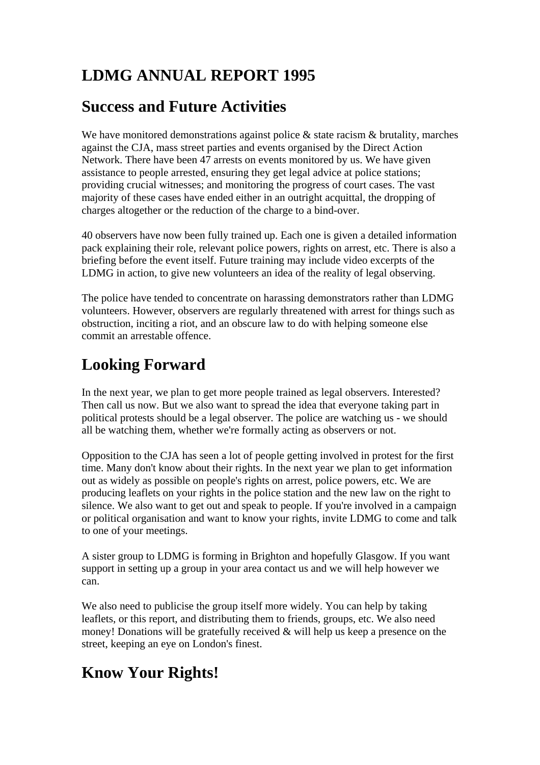# LDMG ANNUAL REPORT 1995

## Success and Future Activities

We have monitored demonstrations against police & state racism & brutality, marches against the CJA, mass street parties and events organised by the Direct Action Network. There have been 47 arrests on events monitored by us. We have given assistance to people arrested, ensuring they get legal advice at police stations; providing crucial witnesses; and monitoring the progress of court cases. The vast majority of these cases have ended either in an outright acquittal, the dropping of charges altogether or the reduction of the charge to a bind-over.

40 observers have now been fully trained up. Each one is given a detailed information pack explaining their role, relevant police powers, rights on arrest, etc. There is also a briefing before the event itself. Future training may include video excerpts of the LDMG in action, to give new volunteers an idea of the reality of legal observing.

The police have tended to concentrate on harassing demonstrators rather than LDMG volunteers. However, observers are regularly threatened with arrest for things such as obstruction, inciting a riot, and an obscure law to do with helping someone else commit an arrestable offence.

## Looking Forward

In the next year, we plan to get more people trained as legal observers. Interested? Then call us now. But we also want to spread the idea that everyone taking part in political protests should be a legal observer. The police are watching us - we should all be watching them, whether we're formally acting as observers or not.

Opposition to the CJA has seen a lot of people getting involved in protest for the first time. Many don't know about their rights. In the next year we plan to get information out as widely as possible on people's rights on arrest, police powers, etc. We are producing leaflets on your rights in the police station and the new law on the right to silence. We also want to get out and speak to people. If you're involved in a campaign or political organisation and want to know your rights, invite LDMG to come and talk to one of your meetings.

A sister group to LDMG is forming in Brighton and hopefully Glasgow. If you want support in setting up a group in your area contact us and we will help however we can.

We also need to publicise the group itself more widely. You can help by taking leaflets, or this report, and distributing them to friends, groups, etc. We also need money! Donations will be gratefully received & will help us keep a presence on the street, keeping an eye on London's finest.

## Know Your Rights!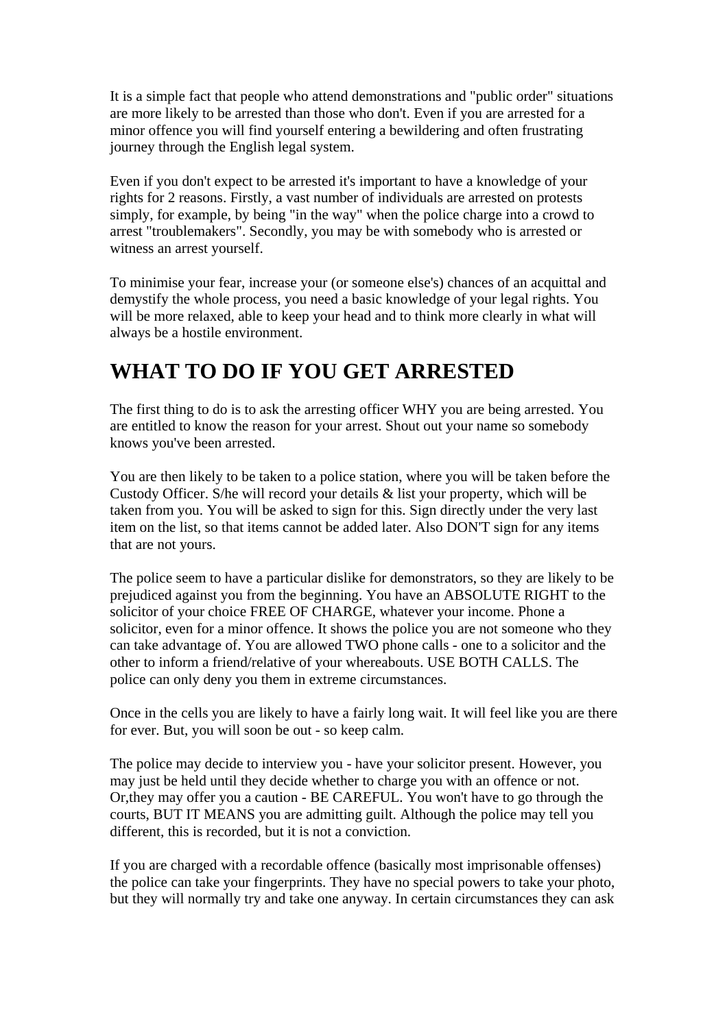It is a simple fact that people who attend demonstrations and "public order" situations are more likely to be arrested than those who don't. Even if you are arrested for a minor offence you will find yourself entering a bewildering and often frustrating journey through the English legal system.

Even if you don't expect to be arrested it's important to have a knowledge of your rights for 2 reasons. Firstly, a vast number of individuals are arrested on protests simply, for example, by being "in the way" when the police charge into a crowd to arrest "troublemakers". Secondly, you may be with somebody who is arrested or witness an arrest yourself.

To minimise your fear, increase your (or someone else's) chances of an acquittal and demystify the whole process, you need a basic knowledge of your legal rights. You will be more relaxed, able to keep your head and to think more clearly in what will always be a hostile environment.

# WHAT TO DO IF YOU GET ARRESTED

The first thing to do is to ask the arresting officer WHY you are being arrested. You are entitled to know the reason for your arrest. Shout out your name so somebody knows you've been arrested.

You are then likely to be taken to a police station, where you will be taken before the Custody Officer. S/he will record your details & list your property, which will be taken from you. You will be asked to sign for this. Sign directly under the very last item on the list, so that items cannot be added later. Also DON'T sign for any items that are not yours.

The police seem to have a particular dislike for demonstrators, so they are likely to be prejudiced against you from the beginning. You have an ABSOLUTE RIGHT to the solicitor of your choice FREE OF CHARGE, whatever your income. Phone a solicitor, even for a minor offence. It shows the police you are not someone who they can take advantage of. You are allowed TWO phone calls - one to a solicitor and the other to inform a friend/relative of your whereabouts. USE BOTH CALLS. The police can only deny you them in extreme circumstances.

Once in the cells you are likely to have a fairly long wait. It will feel like you are there for ever. But, you will soon be out - so keep calm.

The police may decide to interview you - have your solicitor present. However, you may just be held until they decide whether to charge you with an offence or not. Or,they may offer you a caution - BE CAREFUL. You won't have to go through the courts, BUT IT MEANS you are admitting guilt. Although the police may tell you different, this is recorded, but it is not a conviction.

If you are charged with a recordable offence (basically most imprisonable offenses) the police can take your fingerprints. They have no special powers to take your photo, but they will normally try and take one anyway. In certain circumstances they can ask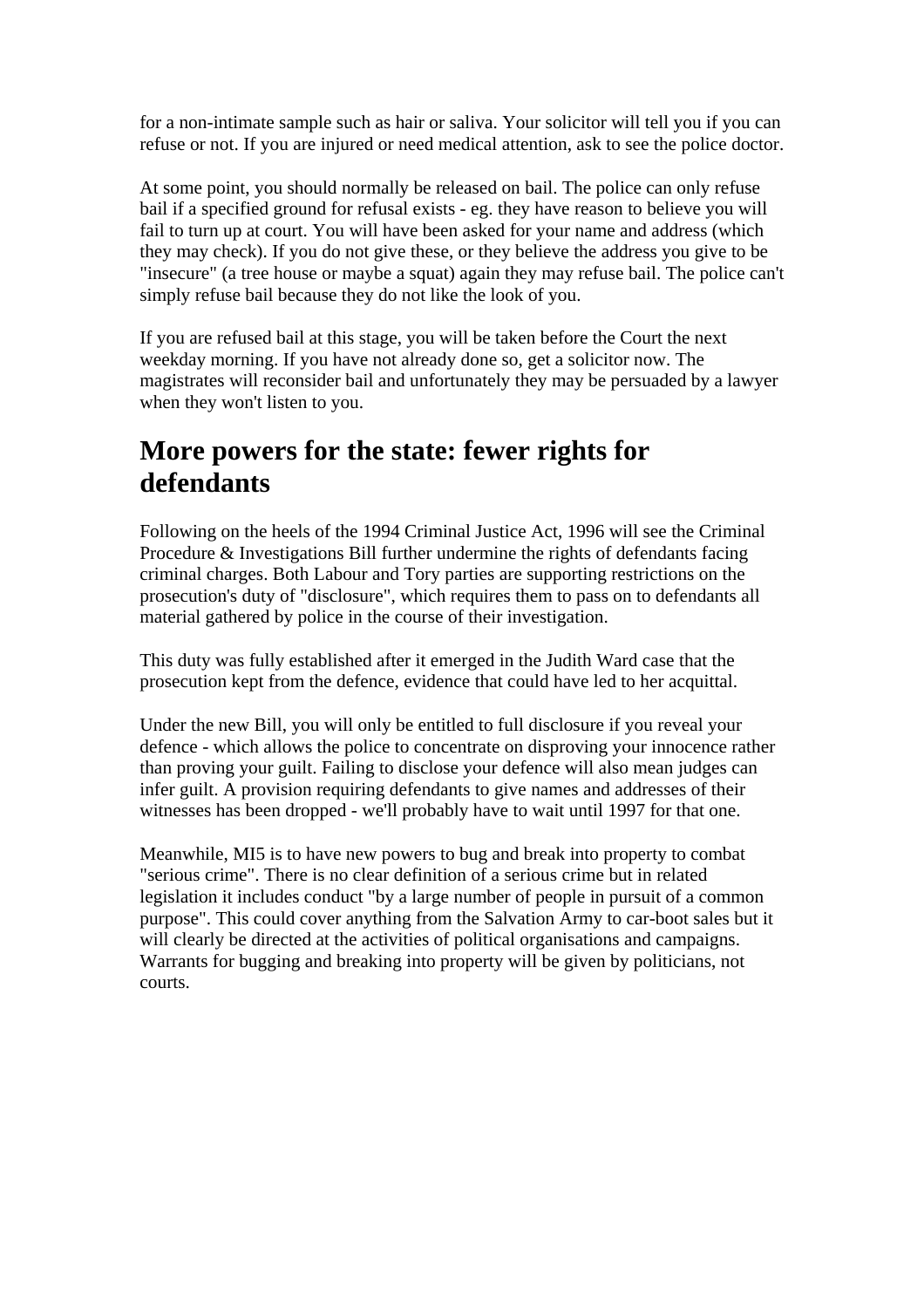for a non-intimate sample such as hair or saliva. Your solicitor will tell you if you can refuse or not. If you are injured or need medical attention, ask to see the police doctor.

At some point, you should normally be released on bail. The police can only refuse bail if a specified ground for refusal exists - eg. they have reason to believe you will fail to turn up at court. You will have been asked for your name and address (which they may check). If you do not give these, or they believe the address you give to be "insecure" (a tree house or maybe a squat) again they may refuse bail. The police can't simply refuse bail because they do not like the look of you.

If you are refused bail at this stage, you will be taken before the Court the next weekday morning. If you have not already done so, get a solicitor now. The magistrates will reconsider bail and unfortunately they may be persuaded by a lawyer when they won't listen to you.

## More powers for the state: fewer rights for defendants

Following on the heels of the 1994 Criminal Justice Act, 1996 will see the Criminal Procedure & Investigations Bill further undermine the rights of defendants facing criminal charges. Both Labour and Tory parties are supporting restrictions on the prosecution's duty of "disclosure", which requires them to pass on to defendants all material gathered by police in the course of their investigation.

This duty was fully established after it emerged in the Judith Ward case that the prosecution kept from the defence, evidence that could have led to her acquittal.

Under the new Bill, you will only be entitled to full disclosure if you reveal your defence - which allows the police to concentrate on disproving your innocence rather than proving your guilt. Failing to disclose your defence will also mean judges can infer guilt. A provision requiring defendants to give names and addresses of their witnesses has been dropped - we'll probably have to wait until 1997 for that one.

Meanwhile, MI5 is to have new powers to bug and break into property to combat "serious crime". There is no clear definition of a serious crime but in related legislation it includes conduct "by a large number of people in pursuit of a common purpose". This could cover anything from the Salvation Army to car-boot sales but it will clearly be directed at the activities of political organisations and campaigns. Warrants for bugging and breaking into property will be given by politicians, not courts.